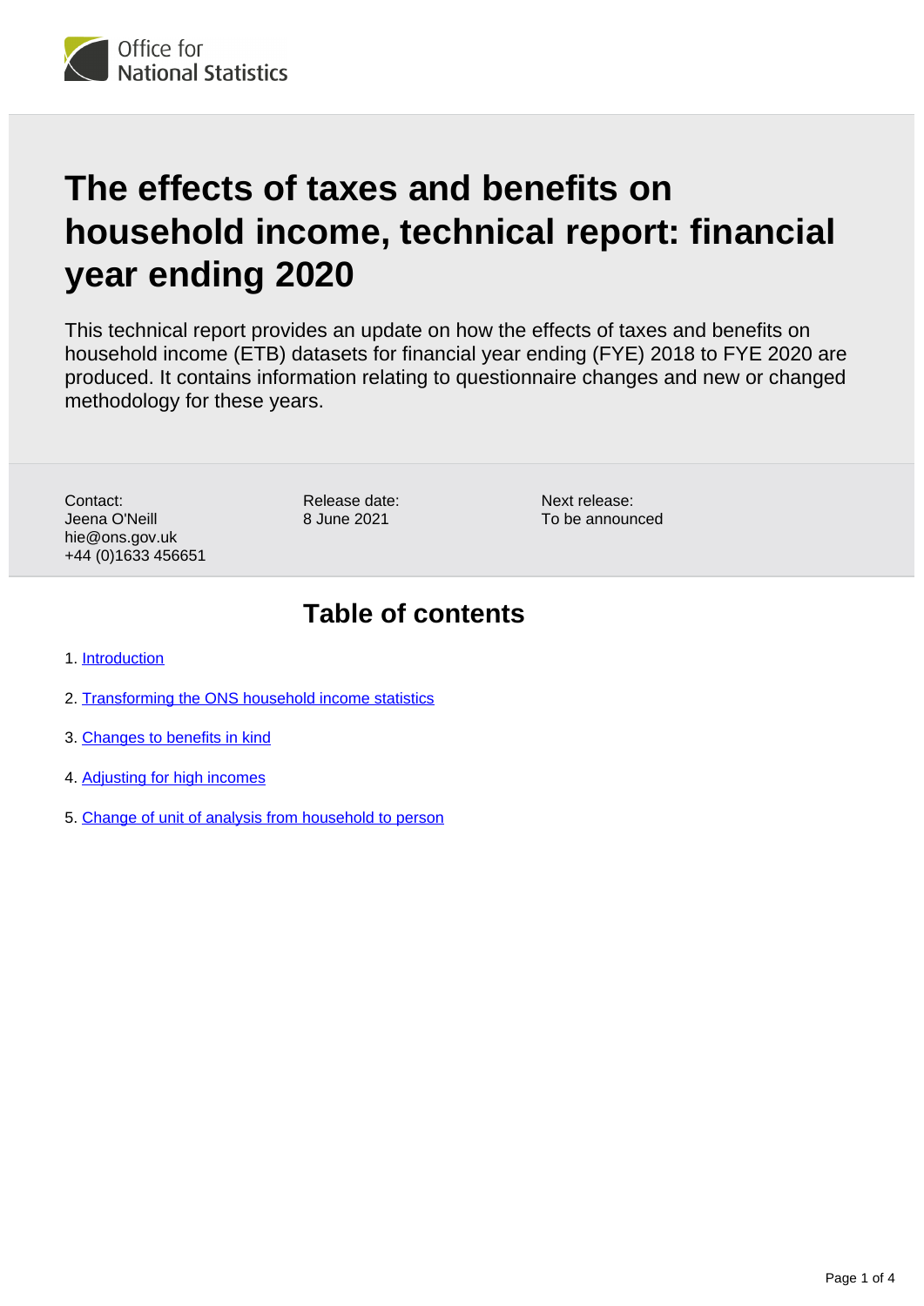# The effects of taxes and benefits on household income, technical report: financial year ending 2020

This technical report provides an update on how the effects of taxes and benefits on household income (ETB) datasets for financial year ending (FYE) 2018 to FYE 2020 are produced. It contains information relating to questionnaire changes and new or changed methodology for these years.

Contact:
Jeena O'Neill
hie@ons.gov.uk
+44 (0)1633 456651

Release date:
8 June 2021

Next release:
To be announced

## Table of contents

1. Introduction
2. Transforming the ONS household income statistics
3. Changes to benefits in kind
4. Adjusting for high incomes
5. Change of unit of analysis from household to person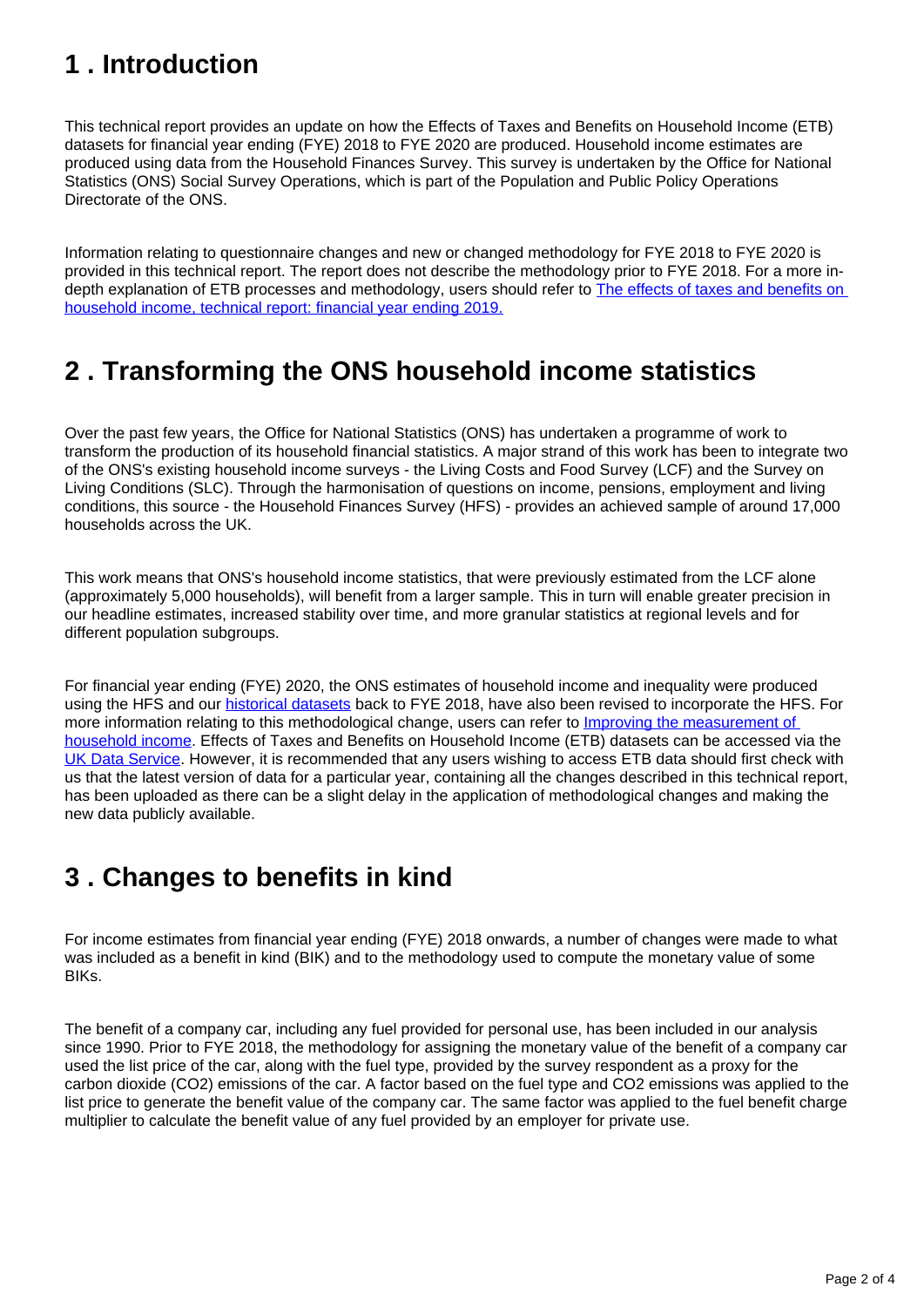## 1 . Introduction

This technical report provides an update on how the Effects of Taxes and Benefits on Household Income (ETB) datasets for financial year ending (FYE) 2018 to FYE 2020 are produced. Household income estimates are produced using data from the Household Finances Survey. This survey is undertaken by the Office for National Statistics (ONS) Social Survey Operations, which is part of the Population and Public Policy Operations Directorate of the ONS.

Information relating to questionnaire changes and new or changed methodology for FYE 2018 to FYE 2020 is provided in this technical report. The report does not describe the methodology prior to FYE 2018. For a more in-depth explanation of ETB processes and methodology, users should refer to [The effects of taxes and benefits on household income, technical report: financial year ending 2019.]()

## 2 . Transforming the ONS household income statistics

Over the past few years, the Office for National Statistics (ONS) has undertaken a programme of work to transform the production of its household financial statistics. A major strand of this work has been to integrate two of the ONS's existing household income surveys - the Living Costs and Food Survey (LCF) and the Survey on Living Conditions (SLC). Through the harmonisation of questions on income, pensions, employment and living conditions, this source - the Household Finances Survey (HFS) - provides an achieved sample of around 17,000 households across the UK.

This work means that ONS's household income statistics, that were previously estimated from the LCF alone (approximately 5,000 households), will benefit from a larger sample. This in turn will enable greater precision in our headline estimates, increased stability over time, and more granular statistics at regional levels and for different population subgroups.

For financial year ending (FYE) 2020, the ONS estimates of household income and inequality were produced using the HFS and our [historical datasets]() back to FYE 2018, have also been revised to incorporate the HFS. For more information relating to this methodological change, users can refer to [Improving the measurement of household income](). Effects of Taxes and Benefits on Household Income (ETB) datasets can be accessed via the [UK Data Service](). However, it is recommended that any users wishing to access ETB data should first check with us that the latest version of data for a particular year, containing all the changes described in this technical report, has been uploaded as there can be a slight delay in the application of methodological changes and making the new data publicly available.

## 3 . Changes to benefits in kind

For income estimates from financial year ending (FYE) 2018 onwards, a number of changes were made to what was included as a benefit in kind (BIK) and to the methodology used to compute the monetary value of some BIKs.

The benefit of a company car, including any fuel provided for personal use, has been included in our analysis since 1990. Prior to FYE 2018, the methodology for assigning the monetary value of the benefit of a company car used the list price of the car, along with the fuel type, provided by the survey respondent as a proxy for the carbon dioxide ($CO_2$) emissions of the car. A factor based on the fuel type and $CO_2$ emissions was applied to the list price to generate the benefit value of the company car. The same factor was applied to the fuel benefit charge multiplier to calculate the benefit value of any fuel provided by an employer for private use.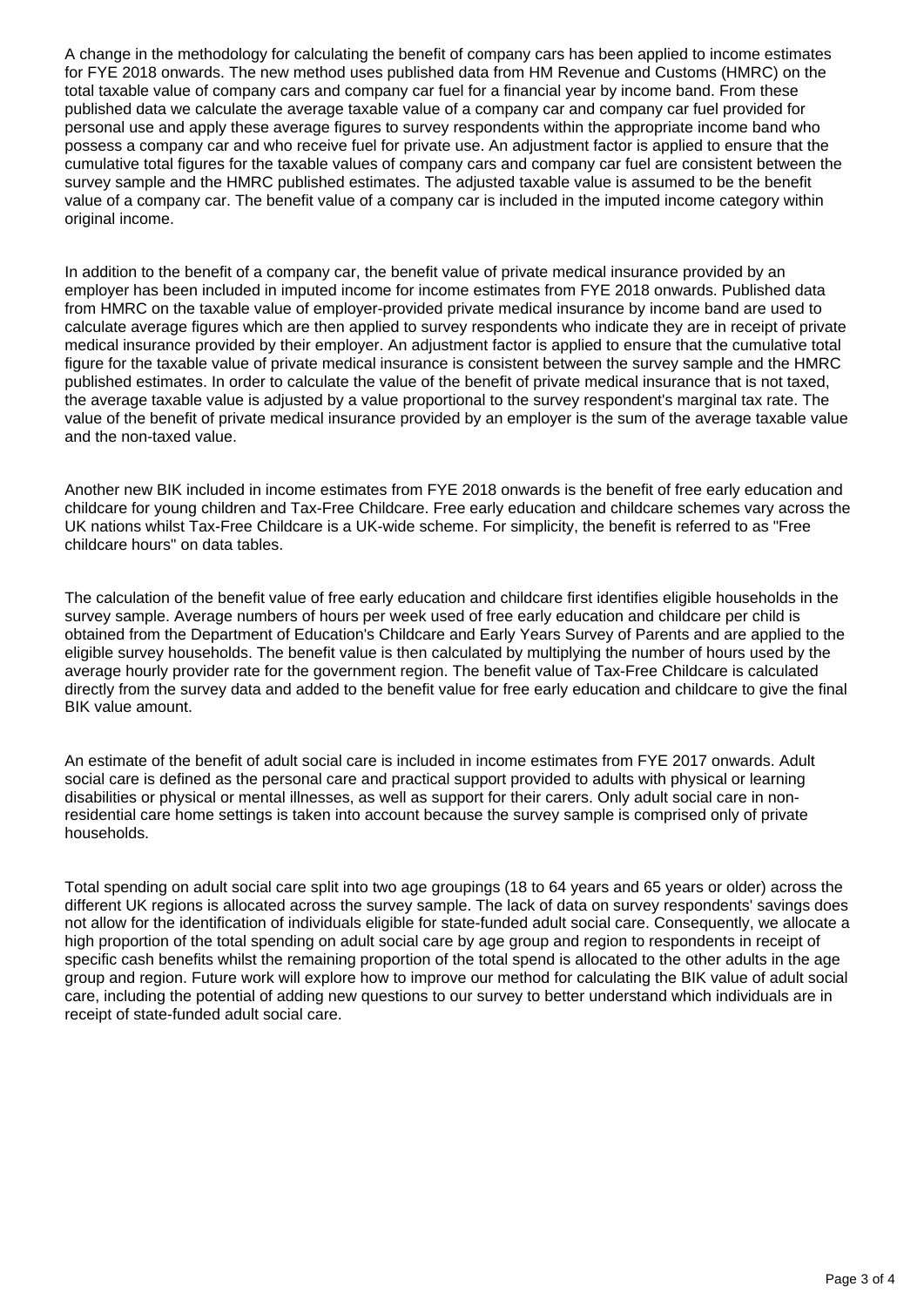A change in the methodology for calculating the benefit of company cars has been applied to income estimates for FYE 2018 onwards. The new method uses published data from HM Revenue and Customs (HMRC) on the total taxable value of company cars and company car fuel for a financial year by income band. From these published data we calculate the average taxable value of a company car and company car fuel provided for personal use and apply these average figures to survey respondents within the appropriate income band who possess a company car and who receive fuel for private use. An adjustment factor is applied to ensure that the cumulative total figures for the taxable values of company cars and company car fuel are consistent between the survey sample and the HMRC published estimates. The adjusted taxable value is assumed to be the benefit value of a company car. The benefit value of a company car is included in the imputed income category within original income.

In addition to the benefit of a company car, the benefit value of private medical insurance provided by an employer has been included in imputed income for income estimates from FYE 2018 onwards. Published data from HMRC on the taxable value of employer-provided private medical insurance by income band are used to calculate average figures which are then applied to survey respondents who indicate they are in receipt of private medical insurance provided by their employer. An adjustment factor is applied to ensure that the cumulative total figure for the taxable value of private medical insurance is consistent between the survey sample and the HMRC published estimates. In order to calculate the value of the benefit of private medical insurance that is not taxed, the average taxable value is adjusted by a value proportional to the survey respondent's marginal tax rate. The value of the benefit of private medical insurance provided by an employer is the sum of the average taxable value and the non-taxed value.

Another new BIK included in income estimates from FYE 2018 onwards is the benefit of free early education and childcare for young children and Tax-Free Childcare. Free early education and childcare schemes vary across the UK nations whilst Tax-Free Childcare is a UK-wide scheme. For simplicity, the benefit is referred to as "Free childcare hours" on data tables.

The calculation of the benefit value of free early education and childcare first identifies eligible households in the survey sample. Average numbers of hours per week used of free early education and childcare per child is obtained from the Department of Education's Childcare and Early Years Survey of Parents and are applied to the eligible survey households. The benefit value is then calculated by multiplying the number of hours used by the average hourly provider rate for the government region. The benefit value of Tax-Free Childcare is calculated directly from the survey data and added to the benefit value for free early education and childcare to give the final BIK value amount.

An estimate of the benefit of adult social care is included in income estimates from FYE 2017 onwards. Adult social care is defined as the personal care and practical support provided to adults with physical or learning disabilities or physical or mental illnesses, as well as support for their carers. Only adult social care in non-residential care home settings is taken into account because the survey sample is comprised only of private households.

Total spending on adult social care split into two age groupings (18 to 64 years and 65 years or older) across the different UK regions is allocated across the survey sample. The lack of data on survey respondents' savings does not allow for the identification of individuals eligible for state-funded adult social care. Consequently, we allocate a high proportion of the total spending on adult social care by age group and region to respondents in receipt of specific cash benefits whilst the remaining proportion of the total spend is allocated to the other adults in the age group and region. Future work will explore how to improve our method for calculating the BIK value of adult social care, including the potential of adding new questions to our survey to better understand which individuals are in receipt of state-funded adult social care.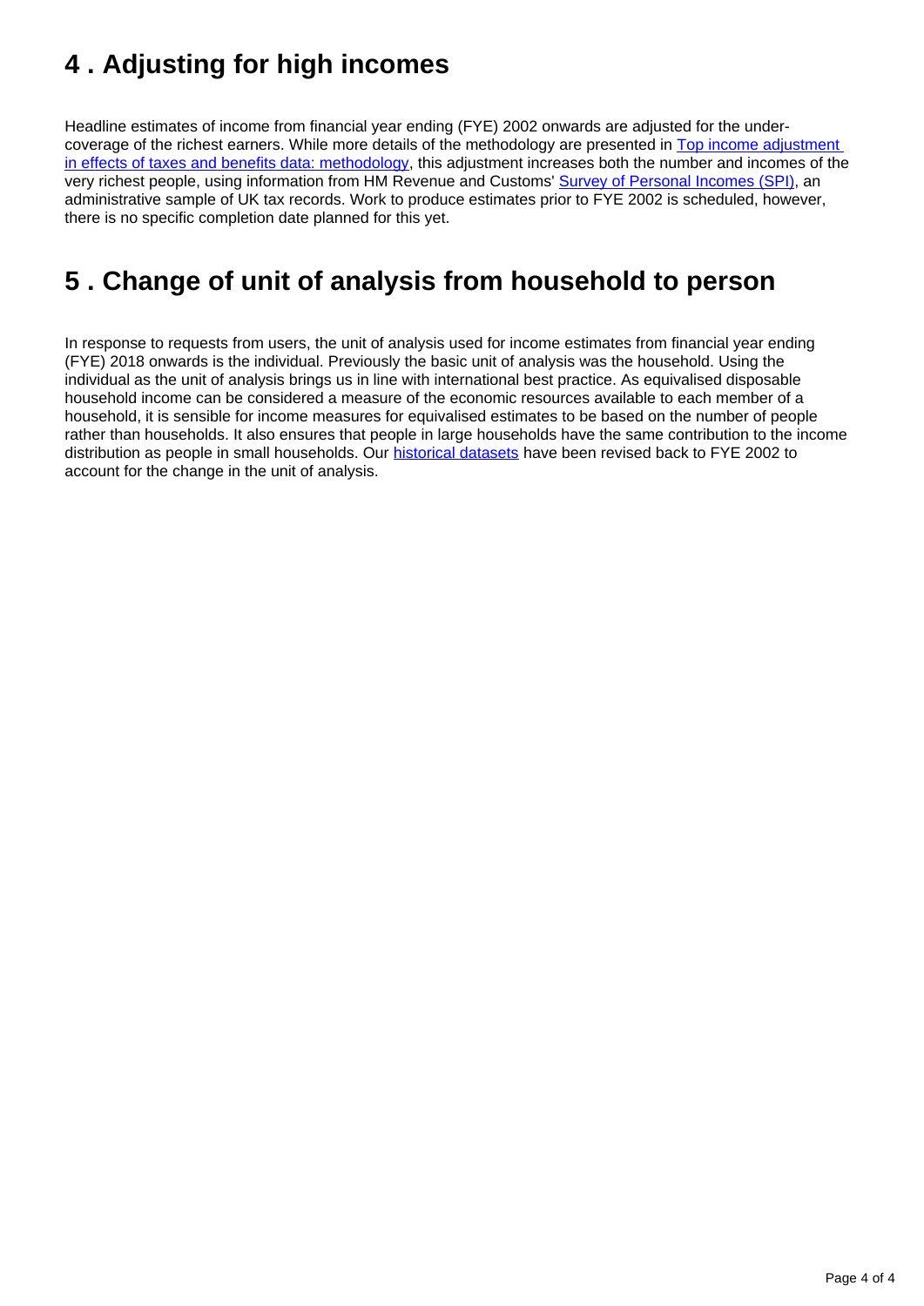## 4 . Adjusting for high incomes

Headline estimates of income from financial year ending (FYE) 2002 onwards are adjusted for the under-coverage of the richest earners. While more details of the methodology are presented in [Top income adjustment in effects of taxes and benefits data: methodology](), this adjustment increases both the number and incomes of the very richest people, using information from HM Revenue and Customs' [Survey of Personal Incomes (SPI)](), an administrative sample of UK tax records. Work to produce estimates prior to FYE 2002 is scheduled, however, there is no specific completion date planned for this yet.

## 5 . Change of unit of analysis from household to person

In response to requests from users, the unit of analysis used for income estimates from financial year ending (FYE) 2018 onwards is the individual. Previously the basic unit of analysis was the household. Using the individual as the unit of analysis brings us in line with international best practice. As equivalised disposable household income can be considered a measure of the economic resources available to each member of a household, it is sensible for income measures for equivalised estimates to be based on the number of people rather than households. It also ensures that people in large households have the same contribution to the income distribution as people in small households. Our [historical datasets]() have been revised back to FYE 2002 to account for the change in the unit of analysis.